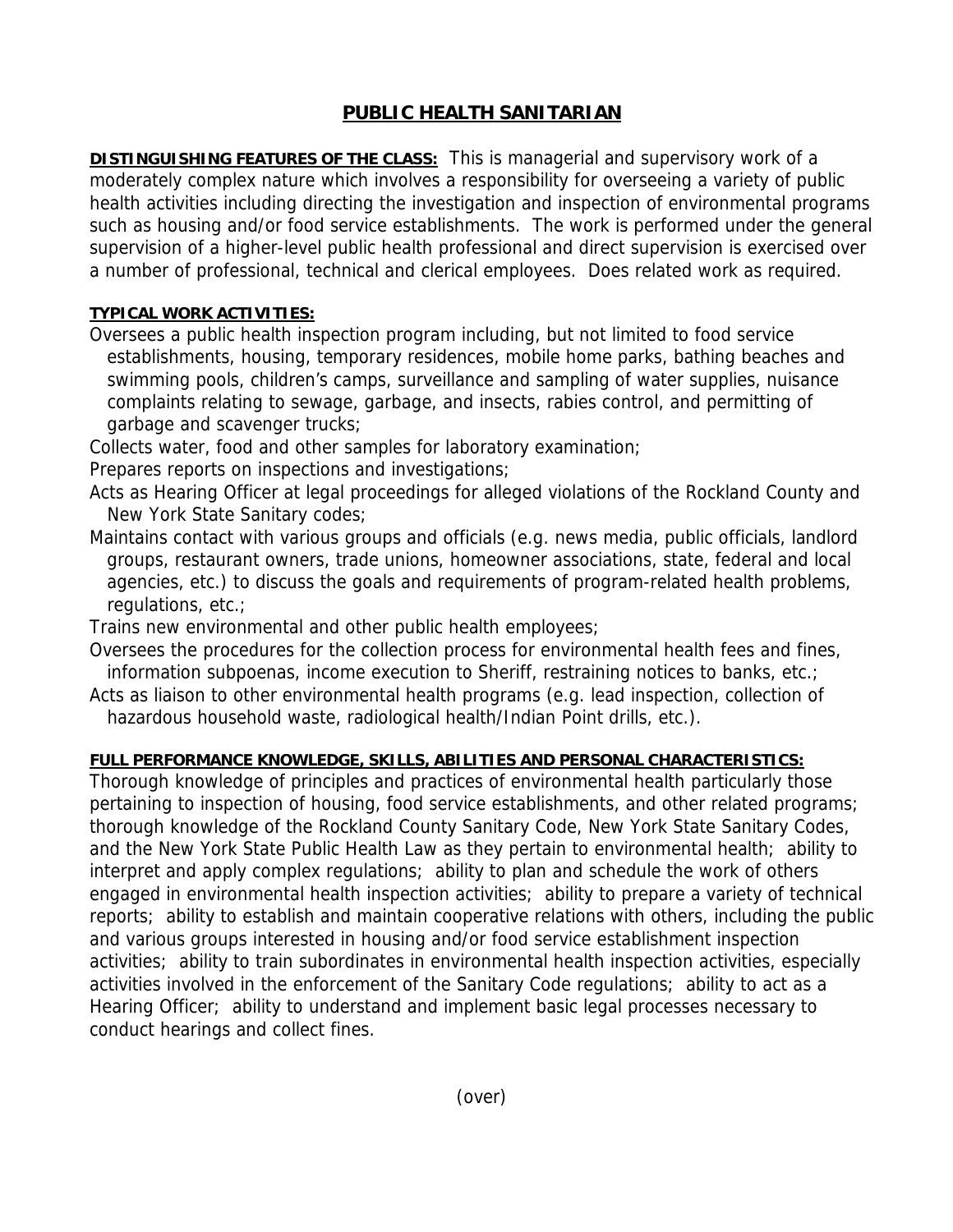# PUBLIC HEALTH SANITARIAN

**DISTINGUISHING FEATURES OF THE CLASS:** This is managerial and supervisory work of a moderately complex nature which involves a responsibility for overseeing a variety of public health activities including directing the investigation and inspection of environmental programs such as housing and/or food service establishments. The work is performed under the general supervision of a higher-level public health professional and direct supervision is exercised over a number of professional, technical and clerical employees. Does related work as required.

**TYPICAL WORK ACTIVITIES:**

Oversees a public health inspection program including, but not limited to food service establishments, housing, temporary residences, mobile home parks, bathing beaches and swimming pools, children's camps, surveillance and sampling of water supplies, nuisance complaints relating to sewage, garbage, and insects, rabies control, and permitting of garbage and scavenger trucks;

Collects water, food and other samples for laboratory examination;

Prepares reports on inspections and investigations;

Acts as Hearing Officer at legal proceedings for alleged violations of the Rockland County and New York State Sanitary codes;

Maintains contact with various groups and officials (e.g. news media, public officials, landlord groups, restaurant owners, trade unions, homeowner associations, state, federal and local agencies, etc.) to discuss the goals and requirements of program-related health problems, regulations, etc.;

Trains new environmental and other public health employees;

Oversees the procedures for the collection process for environmental health fees and fines, information subpoenas, income execution to Sheriff, restraining notices to banks, etc.;

Acts as liaison to other environmental health programs (e.g. lead inspection, collection of hazardous household waste, radiological health/Indian Point drills, etc.).

**FULL PERFORMANCE KNOWLEDGE, SKILLS, ABILITIES AND PERSONAL CHARACTERISTICS:**

Thorough knowledge of principles and practices of environmental health particularly those pertaining to inspection of housing, food service establishments, and other related programs; thorough knowledge of the Rockland County Sanitary Code, New York State Sanitary Codes, and the New York State Public Health Law as they pertain to environmental health; ability to interpret and apply complex regulations; ability to plan and schedule the work of others engaged in environmental health inspection activities; ability to prepare a variety of technical reports; ability to establish and maintain cooperative relations with others, including the public and various groups interested in housing and/or food service establishment inspection activities; ability to train subordinates in environmental health inspection activities, especially activities involved in the enforcement of the Sanitary Code regulations; ability to act as a Hearing Officer; ability to understand and implement basic legal processes necessary to conduct hearings and collect fines.

(over)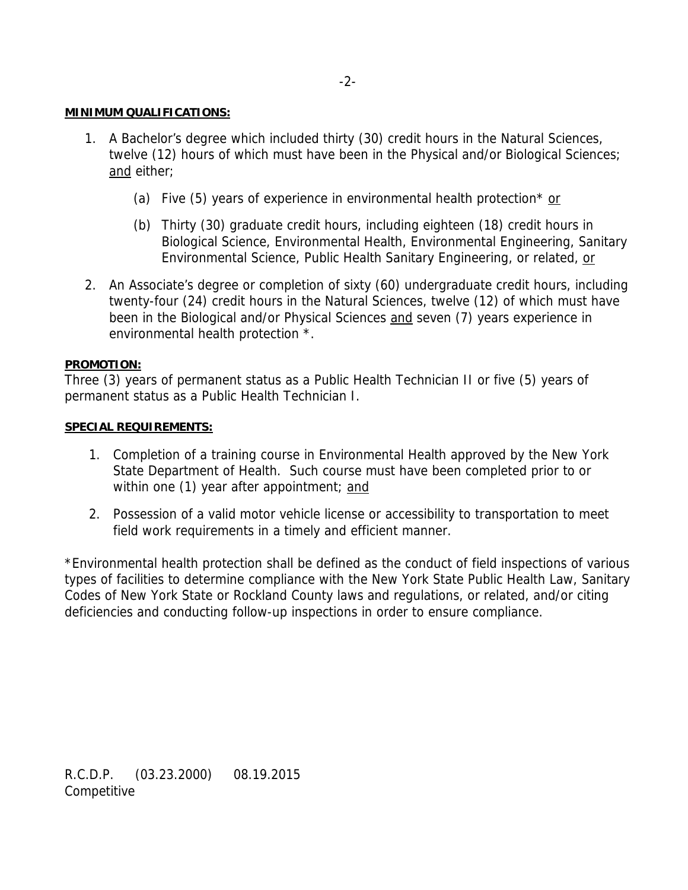**MINIMUM QUALIFICATIONS:**

1. A Bachelor's degree which included thirty (30) credit hours in the Natural Sciences, twelve (12) hours of which must have been in the Physical and/or Biological Sciences; <u>and</u> either;

   (a) Five (5) years of experience in environmental health protection* <u>or</u>

   (b) Thirty (30) graduate credit hours, including eighteen (18) credit hours in Biological Science, Environmental Health, Environmental Engineering, Sanitary Environmental Science, Public Health Sanitary Engineering, or related, <u>or</u>

2. An Associate's degree or completion of sixty (60) undergraduate credit hours, including twenty-four (24) credit hours in the Natural Sciences, twelve (12) of which must have been in the Biological and/or Physical Sciences <u>and</u> seven (7) years experience in environmental health protection *.

**PROMOTION:**

Three (3) years of permanent status as a Public Health Technician II or five (5) years of permanent status as a Public Health Technician I.

**SPECIAL REQUIREMENTS:**

1. Completion of a training course in Environmental Health approved by the New York State Department of Health. Such course must have been completed prior to or within one (1) year after appointment; <u>and</u>

2. Possession of a valid motor vehicle license or accessibility to transportation to meet field work requirements in a timely and efficient manner.

*Environmental health protection shall be defined as the conduct of field inspections of various types of facilities to determine compliance with the New York State Public Health Law, Sanitary Codes of New York State or Rockland County laws and regulations, or related, and/or citing deficiencies and conducting follow-up inspections in order to ensure compliance.

R.C.D.P. (03.23.2000) 08.19.2015
Competitive